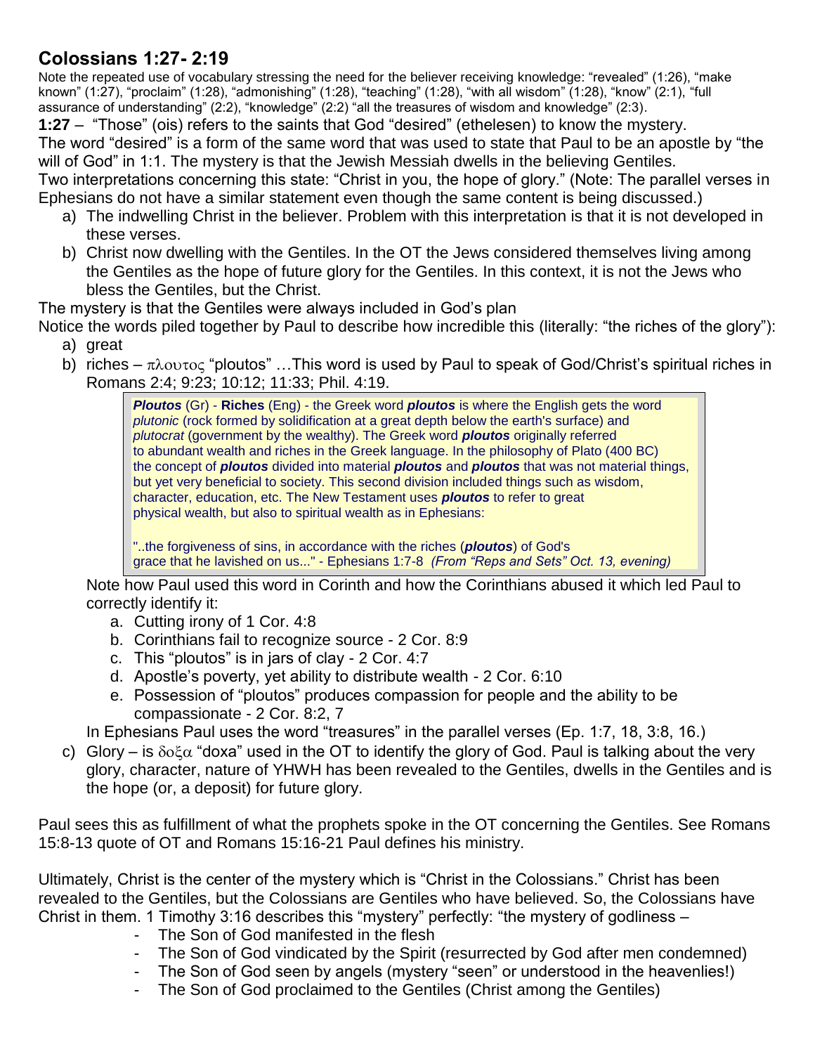# Colossians 1:27- 2:19

Note the repeated use of vocabulary stressing the need for the believer receiving knowledge: "revealed" (1:26), "make known" (1:27), "proclaim" (1:28), "admonishing" (1:28), "teaching" (1:28), "with all wisdom" (1:28), "know" (2:1), "full assurance of understanding" (2:2), "knowledge" (2:2) "all the treasures of wisdom and knowledge" (2:3).

**1:27** – "Those" (ois) refers to the saints that God "desired" (ethelesen) to know the mystery.
The word "desired" is a form of the same word that was used to state that Paul to be an apostle by "the will of God" in 1:1. The mystery is that the Jewish Messiah dwells in the believing Gentiles.
Two interpretations concerning this state: "Christ in you, the hope of glory." (Note: The parallel verses in Ephesians do not have a similar statement even though the same content is being discussed.)

a) The indwelling Christ in the believer. Problem with this interpretation is that it is not developed in these verses.
b) Christ now dwelling with the Gentiles. In the OT the Jews considered themselves living among the Gentiles as the hope of future glory for the Gentiles. In this context, it is not the Jews who bless the Gentiles, but the Christ.

The mystery is that the Gentiles were always included in God's plan
Notice the words piled together by Paul to describe how incredible this (literally: "the riches of the glory"):

a) great
b) riches – πλουτος "ploutos" …This word is used by Paul to speak of God/Christ's spiritual riches in Romans 2:4; 9:23; 10:12; 11:33; Phil. 4:19.

> ***Ploutos*** (Gr) - **Riches** (Eng) - the Greek word ***ploutos*** is where the English gets the word *plutonic* (rock formed by solidification at a great depth below the earth's surface) and *plutocrat* (government by the wealthy). The Greek word ***ploutos*** originally referred to abundant wealth and riches in the Greek language. In the philosophy of Plato (400 BC) the concept of ***ploutos*** divided into material ***ploutos*** and ***ploutos*** that was not material things, but yet very beneficial to society. This second division included things such as wisdom, character, education, etc. The New Testament uses ***ploutos*** to refer to great physical wealth, but also to spiritual wealth as in Ephesians:
>
> "..the forgiveness of sins, in accordance with the riches (***ploutos***) of God's grace that he lavished on us..." - Ephesians 1:7-8 *(From "Reps and Sets" Oct. 13, evening)*

   Note how Paul used this word in Corinth and how the Corinthians abused it which led Paul to correctly identify it:
   a. Cutting irony of 1 Cor. 4:8
   b. Corinthians fail to recognize source - 2 Cor. 8:9
   c. This "ploutos" is in jars of clay - 2 Cor. 4:7
   d. Apostle's poverty, yet ability to distribute wealth - 2 Cor. 6:10
   e. Possession of "ploutos" produces compassion for people and the ability to be compassionate - 2 Cor. 8:2, 7

   In Ephesians Paul uses the word "treasures" in the parallel verses (Ep. 1:7, 18, 3:8, 16.)

c) Glory – is δοξα "doxa" used in the OT to identify the glory of God. Paul is talking about the very glory, character, nature of YHWH has been revealed to the Gentiles, dwells in the Gentiles and is the hope (or, a deposit) for future glory.

Paul sees this as fulfillment of what the prophets spoke in the OT concerning the Gentiles. See Romans 15:8-13 quote of OT and Romans 15:16-21 Paul defines his ministry.

Ultimately, Christ is the center of the mystery which is "Christ in the Colossians." Christ has been revealed to the Gentiles, but the Colossians are Gentiles who have believed. So, the Colossians have Christ in them. 1 Timothy 3:16 describes this "mystery" perfectly: "the mystery of godliness –

- The Son of God manifested in the flesh
- The Son of God vindicated by the Spirit (resurrected by God after men condemned)
- The Son of God seen by angels (mystery "seen" or understood in the heavenlies!)
- The Son of God proclaimed to the Gentiles (Christ among the Gentiles)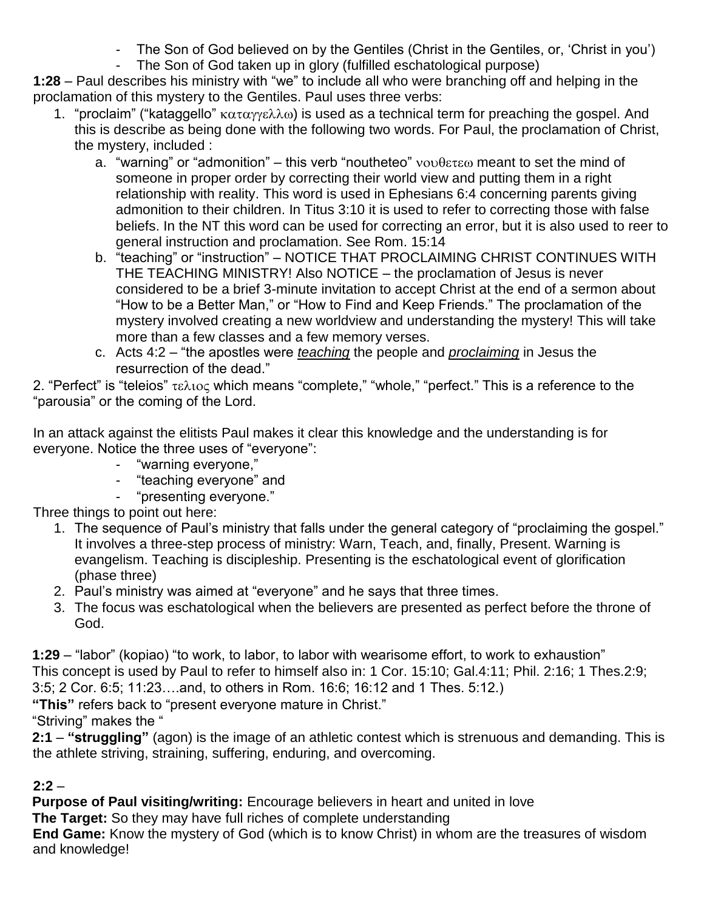- The Son of God believed on by the Gentiles (Christ in the Gentiles, or, 'Christ in you')
- The Son of God taken up in glory (fulfilled eschatological purpose)

**1:28** – Paul describes his ministry with "we" to include all who were branching off and helping in the proclamation of this mystery to the Gentiles. Paul uses three verbs:

1. "proclaim" ("kataggello" καταγγελλω) is used as a technical term for preaching the gospel. And this is describe as being done with the following two words. For Paul, the proclamation of Christ, the mystery, included :
   a. "warning" or "admonition" – this verb "noutheteo" νουθετεω meant to set the mind of someone in proper order by correcting their world view and putting them in a right relationship with reality. This word is used in Ephesians 6:4 concerning parents giving admonition to their children. In Titus 3:10 it is used to refer to correcting those with false beliefs. In the NT this word can be used for correcting an error, but it is also used to reer to general instruction and proclamation. See Rom. 15:14
   b. "teaching" or "instruction" – NOTICE THAT PROCLAIMING CHRIST CONTINUES WITH THE TEACHING MINISTRY! Also NOTICE – the proclamation of Jesus is never considered to be a brief 3-minute invitation to accept Christ at the end of a sermon about "How to be a Better Man," or "How to Find and Keep Friends." The proclamation of the mystery involved creating a new worldview and understanding the mystery! This will take more than a few classes and a few memory verses.
   c. Acts 4:2 – "the apostles were *teaching* the people and *proclaiming* in Jesus the resurrection of the dead."

2. "Perfect" is "teleios" τελιος which means "complete," "whole," "perfect." This is a reference to the "parousia" or the coming of the Lord.

In an attack against the elitists Paul makes it clear this knowledge and the understanding is for everyone. Notice the three uses of "everyone":

- "warning everyone,"
- "teaching everyone" and
- "presenting everyone."

Three things to point out here:

1. The sequence of Paul's ministry that falls under the general category of "proclaiming the gospel." It involves a three-step process of ministry: Warn, Teach, and, finally, Present. Warning is evangelism. Teaching is discipleship. Presenting is the eschatological event of glorification (phase three)
2. Paul's ministry was aimed at "everyone" and he says that three times.
3. The focus was eschatological when the believers are presented as perfect before the throne of God.

**1:29** – "labor" (kopiao) "to work, to labor, to labor with wearisome effort, to work to exhaustion"
This concept is used by Paul to refer to himself also in: 1 Cor. 15:10; Gal.4:11; Phil. 2:16; 1 Thes.2:9; 3:5; 2 Cor. 6:5; 11:23….and, to others in Rom. 16:6; 16:12 and 1 Thes. 5:12.)
**"This"** refers back to "present everyone mature in Christ."
"Striving" makes the "

**2:1** – **"struggling"** (agon) is the image of an athletic contest which is strenuous and demanding. This is the athlete striving, straining, suffering, enduring, and overcoming.

**2:2** –
**Purpose of Paul visiting/writing:** Encourage believers in heart and united in love
**The Target:** So they may have full riches of complete understanding
**End Game:** Know the mystery of God (which is to know Christ) in whom are the treasures of wisdom and knowledge!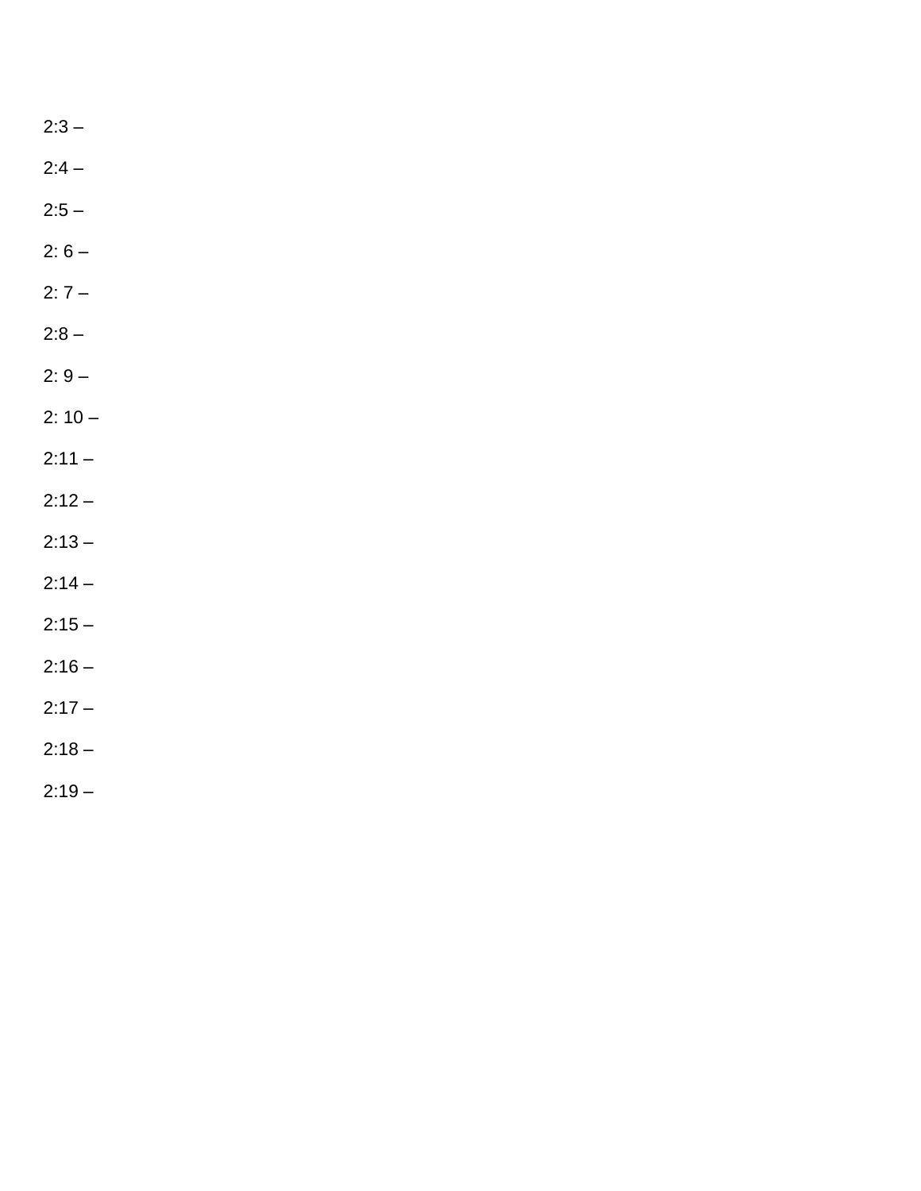2:3 –

2:4 –

2:5 –

2: 6 –

2: 7 –

2:8 –

2: 9 –

2: 10 –

2:11 –

2:12 –

2:13 –

2:14 –

2:15 –

2:16 –

2:17 –

2:18 –

2:19 –